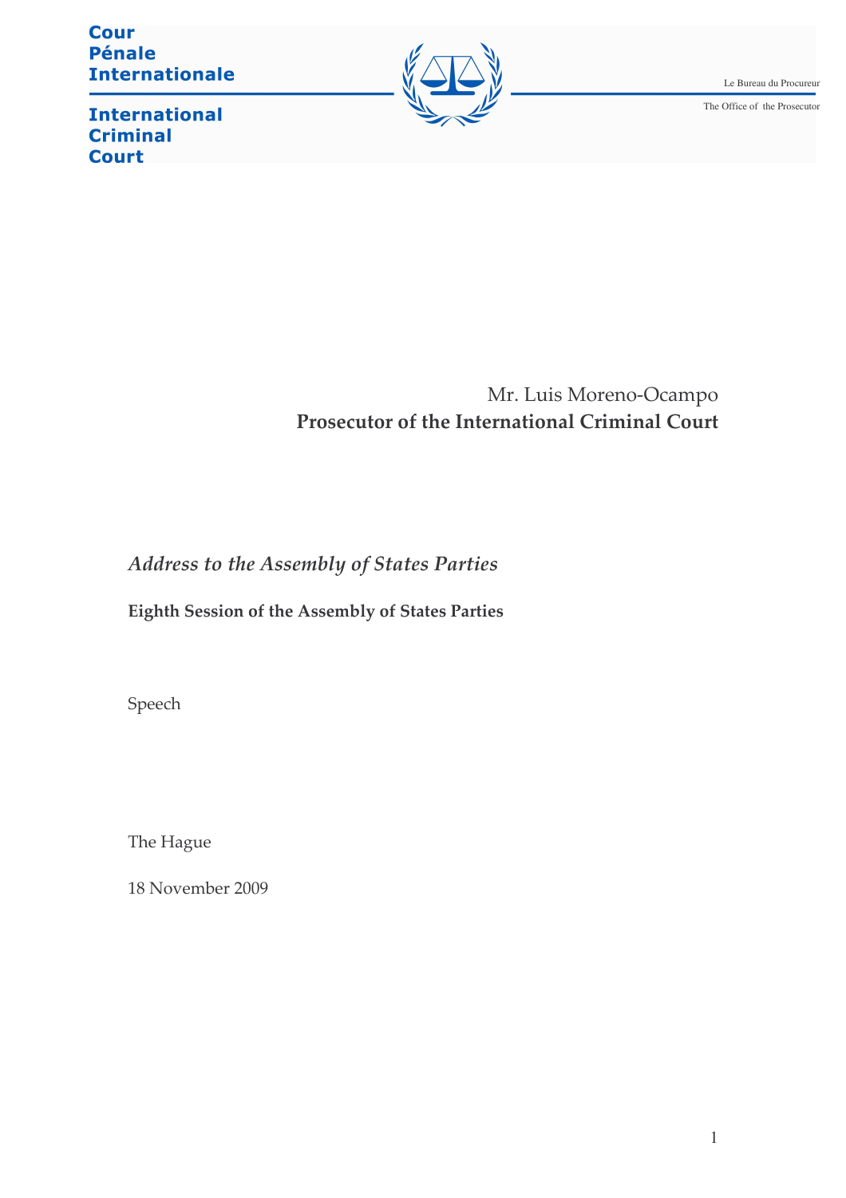Cour Pénale Internationale

International Criminal Court

Le Bureau du Procureur

The Office of the Prosecutor

Mr. Luis Moreno-Ocampo

**Prosecutor of the International Criminal Court**

*Address to the Assembly of States Parties*

**Eighth Session of the Assembly of States Parties**

Speech

The Hague

18 November 2009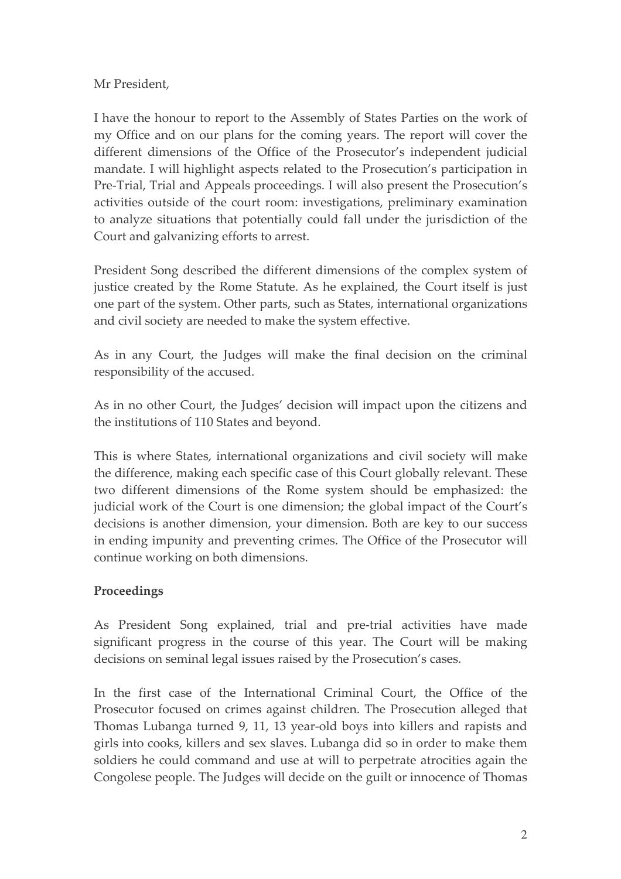Mr President,

I have the honour to report to the Assembly of States Parties on the work of my Office and on our plans for the coming years. The report will cover the different dimensions of the Office of the Prosecutor's independent judicial mandate. I will highlight aspects related to the Prosecution's participation in Pre-Trial, Trial and Appeals proceedings. I will also present the Prosecution's activities outside of the court room: investigations, preliminary examination to analyze situations that potentially could fall under the jurisdiction of the Court and galvanizing efforts to arrest.

President Song described the different dimensions of the complex system of justice created by the Rome Statute. As he explained, the Court itself is just one part of the system. Other parts, such as States, international organizations and civil society are needed to make the system effective.

As in any Court, the Judges will make the final decision on the criminal responsibility of the accused.

As in no other Court, the Judges' decision will impact upon the citizens and the institutions of 110 States and beyond.

This is where States, international organizations and civil society will make the difference, making each specific case of this Court globally relevant. These two different dimensions of the Rome system should be emphasized: the judicial work of the Court is one dimension; the global impact of the Court's decisions is another dimension, your dimension. Both are key to our success in ending impunity and preventing crimes. The Office of the Prosecutor will continue working on both dimensions.

**Proceedings**

As President Song explained, trial and pre-trial activities have made significant progress in the course of this year. The Court will be making decisions on seminal legal issues raised by the Prosecution's cases.

In the first case of the International Criminal Court, the Office of the Prosecutor focused on crimes against children. The Prosecution alleged that Thomas Lubanga turned 9, 11, 13 year-old boys into killers and rapists and girls into cooks, killers and sex slaves. Lubanga did so in order to make them soldiers he could command and use at will to perpetrate atrocities again the Congolese people. The Judges will decide on the guilt or innocence of Thomas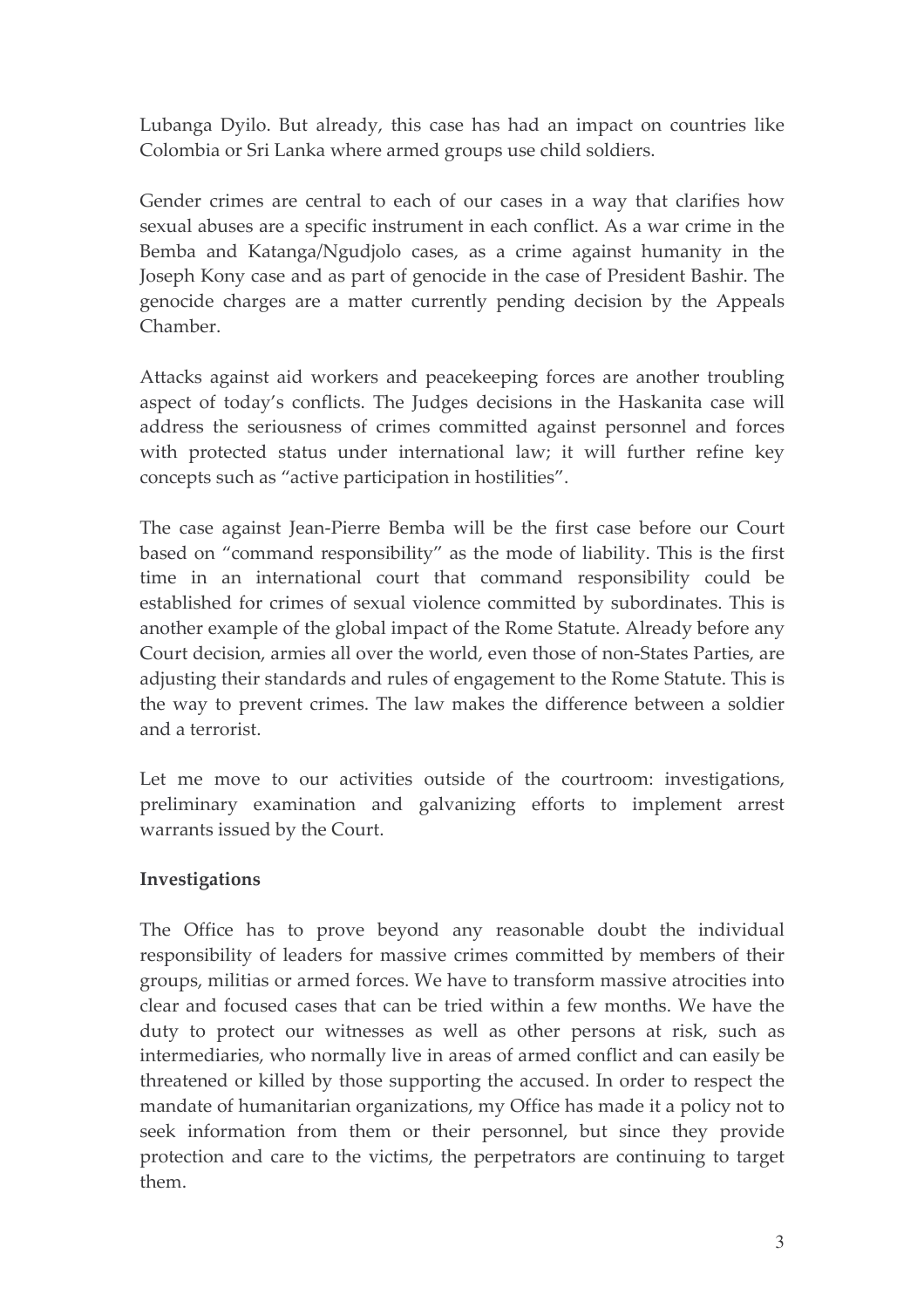Lubanga Dyilo. But already, this case has had an impact on countries like Colombia or Sri Lanka where armed groups use child soldiers.

Gender crimes are central to each of our cases in a way that clarifies how sexual abuses are a specific instrument in each conflict. As a war crime in the Bemba and Katanga/Ngudjolo cases, as a crime against humanity in the Joseph Kony case and as part of genocide in the case of President Bashir. The genocide charges are a matter currently pending decision by the Appeals Chamber.

Attacks against aid workers and peacekeeping forces are another troubling aspect of today's conflicts. The Judges decisions in the Haskanita case will address the seriousness of crimes committed against personnel and forces with protected status under international law; it will further refine key concepts such as "active participation in hostilities".

The case against Jean-Pierre Bemba will be the first case before our Court based on "command responsibility" as the mode of liability. This is the first time in an international court that command responsibility could be established for crimes of sexual violence committed by subordinates. This is another example of the global impact of the Rome Statute. Already before any Court decision, armies all over the world, even those of non-States Parties, are adjusting their standards and rules of engagement to the Rome Statute. This is the way to prevent crimes. The law makes the difference between a soldier and a terrorist.

Let me move to our activities outside of the courtroom: investigations, preliminary examination and galvanizing efforts to implement arrest warrants issued by the Court.

**Investigations**

The Office has to prove beyond any reasonable doubt the individual responsibility of leaders for massive crimes committed by members of their groups, militias or armed forces. We have to transform massive atrocities into clear and focused cases that can be tried within a few months. We have the duty to protect our witnesses as well as other persons at risk, such as intermediaries, who normally live in areas of armed conflict and can easily be threatened or killed by those supporting the accused. In order to respect the mandate of humanitarian organizations, my Office has made it a policy not to seek information from them or their personnel, but since they provide protection and care to the victims, the perpetrators are continuing to target them.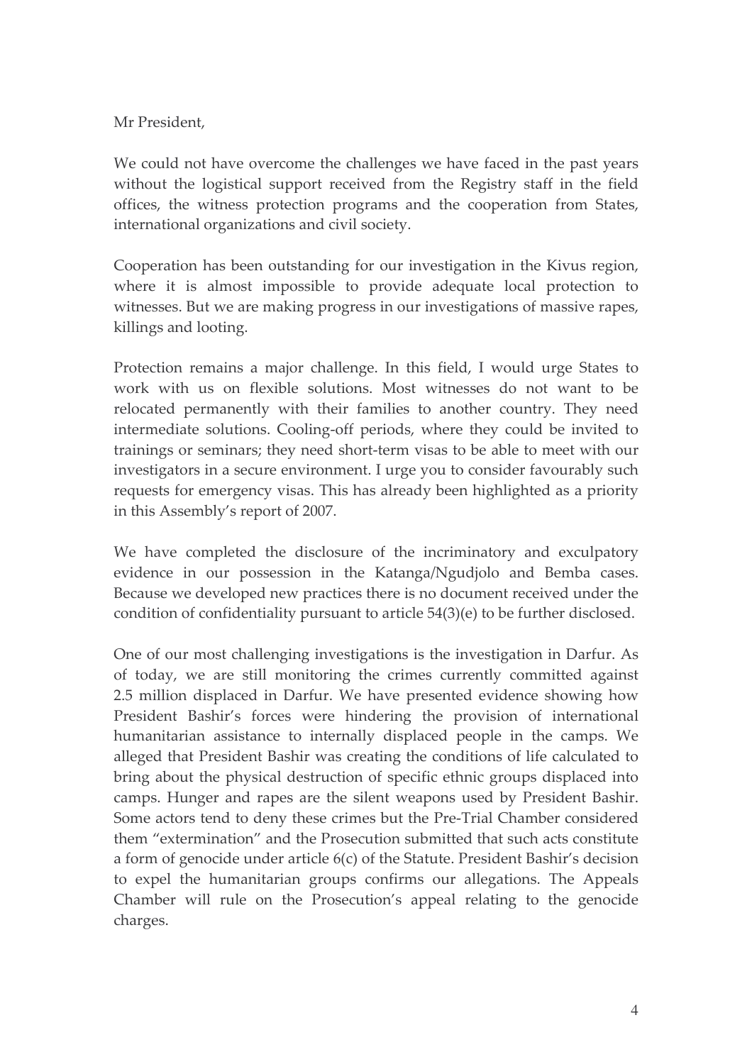Mr President,

We could not have overcome the challenges we have faced in the past years without the logistical support received from the Registry staff in the field offices, the witness protection programs and the cooperation from States, international organizations and civil society.

Cooperation has been outstanding for our investigation in the Kivus region, where it is almost impossible to provide adequate local protection to witnesses. But we are making progress in our investigations of massive rapes, killings and looting.

Protection remains a major challenge. In this field, I would urge States to work with us on flexible solutions. Most witnesses do not want to be relocated permanently with their families to another country. They need intermediate solutions. Cooling-off periods, where they could be invited to trainings or seminars; they need short-term visas to be able to meet with our investigators in a secure environment. I urge you to consider favourably such requests for emergency visas. This has already been highlighted as a priority in this Assembly's report of 2007.

We have completed the disclosure of the incriminatory and exculpatory evidence in our possession in the Katanga/Ngudjolo and Bemba cases. Because we developed new practices there is no document received under the condition of confidentiality pursuant to article 54(3)(e) to be further disclosed.

One of our most challenging investigations is the investigation in Darfur. As of today, we are still monitoring the crimes currently committed against 2.5 million displaced in Darfur. We have presented evidence showing how President Bashir's forces were hindering the provision of international humanitarian assistance to internally displaced people in the camps. We alleged that President Bashir was creating the conditions of life calculated to bring about the physical destruction of specific ethnic groups displaced into camps. Hunger and rapes are the silent weapons used by President Bashir. Some actors tend to deny these crimes but the Pre-Trial Chamber considered them "extermination" and the Prosecution submitted that such acts constitute a form of genocide under article 6(c) of the Statute. President Bashir's decision to expel the humanitarian groups confirms our allegations. The Appeals Chamber will rule on the Prosecution's appeal relating to the genocide charges.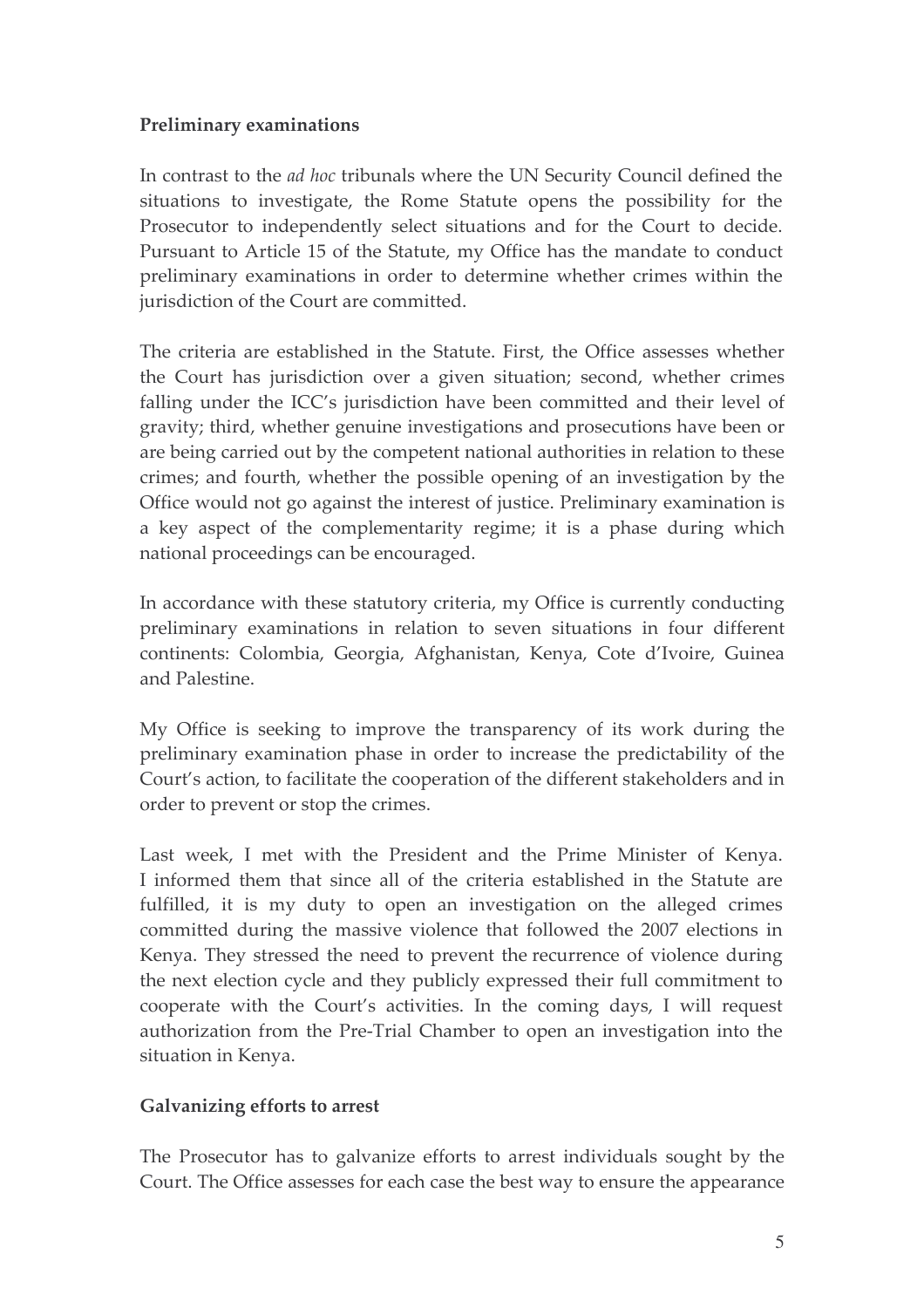**Preliminary examinations**

In contrast to the *ad hoc* tribunals where the UN Security Council defined the situations to investigate, the Rome Statute opens the possibility for the Prosecutor to independently select situations and for the Court to decide. Pursuant to Article 15 of the Statute, my Office has the mandate to conduct preliminary examinations in order to determine whether crimes within the jurisdiction of the Court are committed.

The criteria are established in the Statute. First, the Office assesses whether the Court has jurisdiction over a given situation; second, whether crimes falling under the ICC's jurisdiction have been committed and their level of gravity; third, whether genuine investigations and prosecutions have been or are being carried out by the competent national authorities in relation to these crimes; and fourth, whether the possible opening of an investigation by the Office would not go against the interest of justice. Preliminary examination is a key aspect of the complementarity regime; it is a phase during which national proceedings can be encouraged.

In accordance with these statutory criteria, my Office is currently conducting preliminary examinations in relation to seven situations in four different continents: Colombia, Georgia, Afghanistan, Kenya, Cote d'Ivoire, Guinea and Palestine.

My Office is seeking to improve the transparency of its work during the preliminary examination phase in order to increase the predictability of the Court's action, to facilitate the cooperation of the different stakeholders and in order to prevent or stop the crimes.

Last week, I met with the President and the Prime Minister of Kenya. I informed them that since all of the criteria established in the Statute are fulfilled, it is my duty to open an investigation on the alleged crimes committed during the massive violence that followed the 2007 elections in Kenya. They stressed the need to prevent the recurrence of violence during the next election cycle and they publicly expressed their full commitment to cooperate with the Court's activities. In the coming days, I will request authorization from the Pre-Trial Chamber to open an investigation into the situation in Kenya.

**Galvanizing efforts to arrest**

The Prosecutor has to galvanize efforts to arrest individuals sought by the Court. The Office assesses for each case the best way to ensure the appearance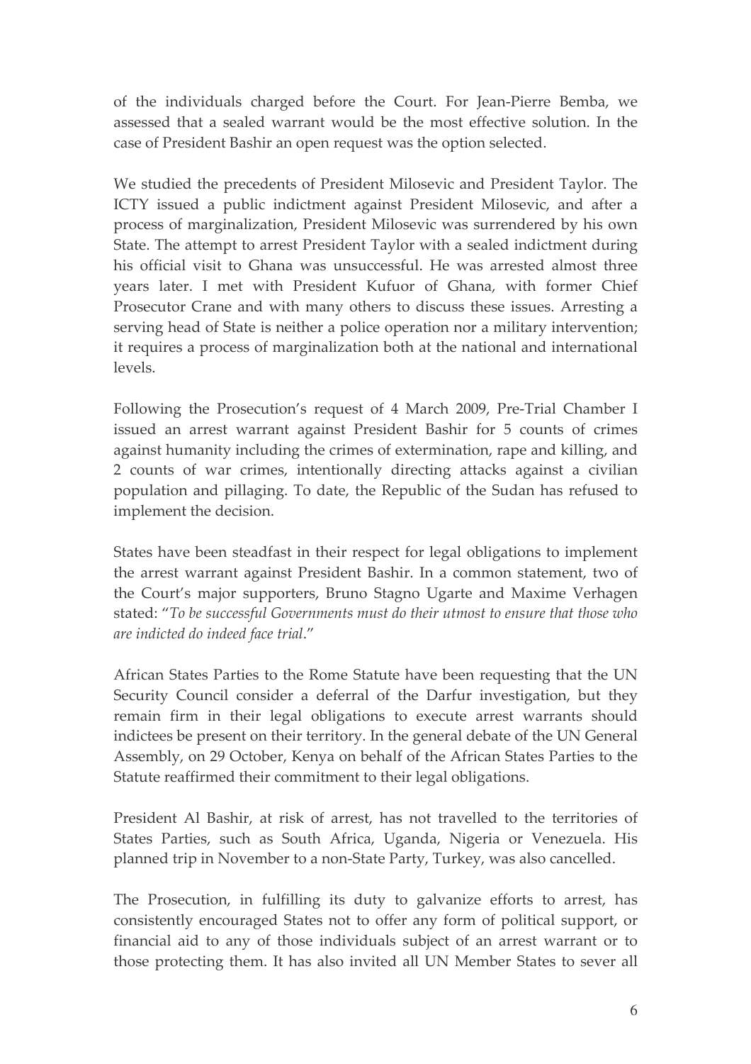of the individuals charged before the Court. For Jean-Pierre Bemba, we assessed that a sealed warrant would be the most effective solution. In the case of President Bashir an open request was the option selected.

We studied the precedents of President Milosevic and President Taylor. The ICTY issued a public indictment against President Milosevic, and after a process of marginalization, President Milosevic was surrendered by his own State. The attempt to arrest President Taylor with a sealed indictment during his official visit to Ghana was unsuccessful. He was arrested almost three years later. I met with President Kufuor of Ghana, with former Chief Prosecutor Crane and with many others to discuss these issues. Arresting a serving head of State is neither a police operation nor a military intervention; it requires a process of marginalization both at the national and international levels.

Following the Prosecution's request of 4 March 2009, Pre-Trial Chamber I issued an arrest warrant against President Bashir for 5 counts of crimes against humanity including the crimes of extermination, rape and killing, and 2 counts of war crimes, intentionally directing attacks against a civilian population and pillaging. To date, the Republic of the Sudan has refused to implement the decision.

States have been steadfast in their respect for legal obligations to implement the arrest warrant against President Bashir. In a common statement, two of the Court's major supporters, Bruno Stagno Ugarte and Maxime Verhagen stated: "*To be successful Governments must do their utmost to ensure that those who are indicted do indeed face trial*."

African States Parties to the Rome Statute have been requesting that the UN Security Council consider a deferral of the Darfur investigation, but they remain firm in their legal obligations to execute arrest warrants should indictees be present on their territory. In the general debate of the UN General Assembly, on 29 October, Kenya on behalf of the African States Parties to the Statute reaffirmed their commitment to their legal obligations.

President Al Bashir, at risk of arrest, has not travelled to the territories of States Parties, such as South Africa, Uganda, Nigeria or Venezuela. His planned trip in November to a non-State Party, Turkey, was also cancelled.

The Prosecution, in fulfilling its duty to galvanize efforts to arrest, has consistently encouraged States not to offer any form of political support, or financial aid to any of those individuals subject of an arrest warrant or to those protecting them. It has also invited all UN Member States to sever all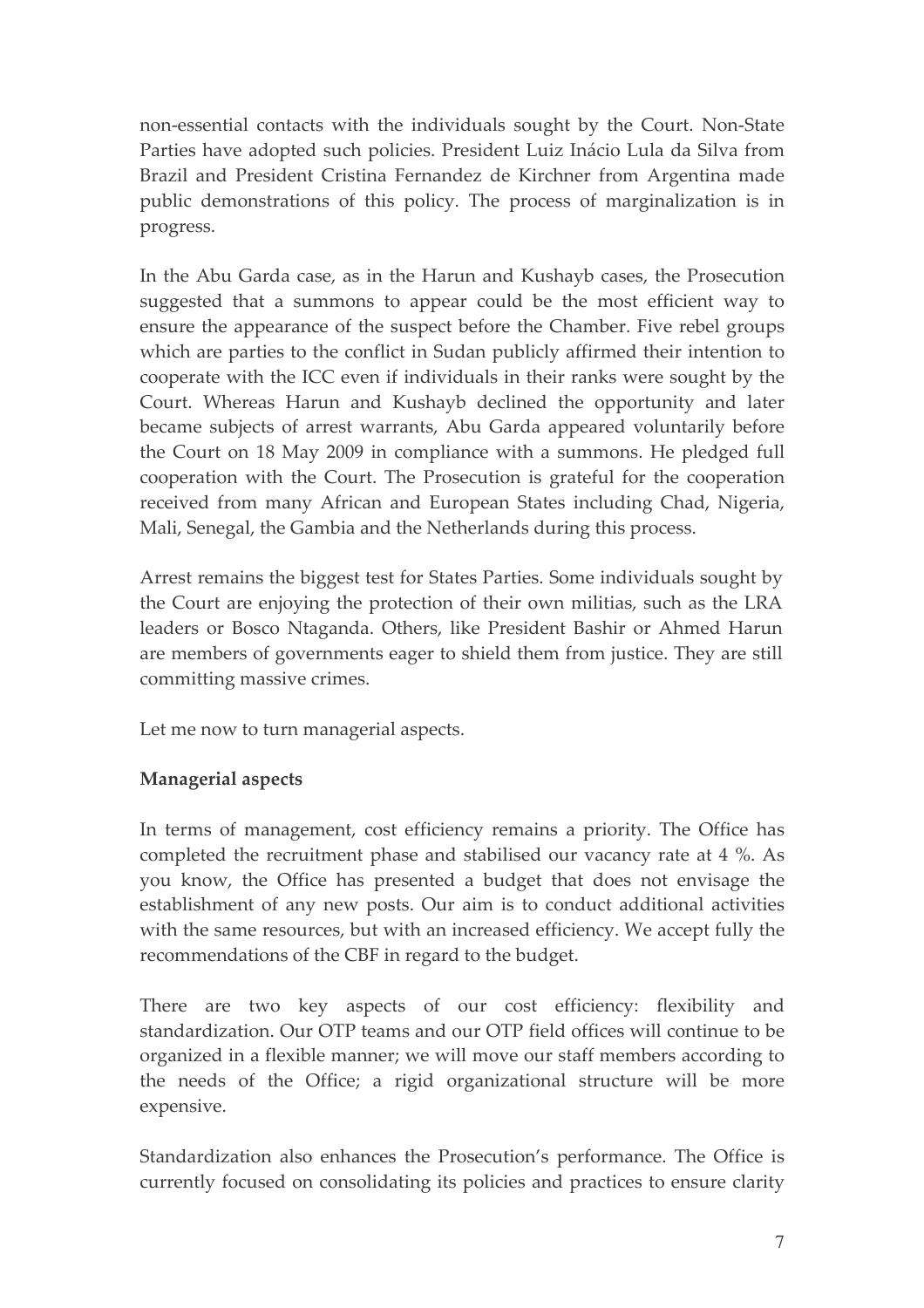non-essential contacts with the individuals sought by the Court. Non-State Parties have adopted such policies. President Luiz Inácio Lula da Silva from Brazil and President Cristina Fernandez de Kirchner from Argentina made public demonstrations of this policy. The process of marginalization is in progress.

In the Abu Garda case, as in the Harun and Kushayb cases, the Prosecution suggested that a summons to appear could be the most efficient way to ensure the appearance of the suspect before the Chamber. Five rebel groups which are parties to the conflict in Sudan publicly affirmed their intention to cooperate with the ICC even if individuals in their ranks were sought by the Court. Whereas Harun and Kushayb declined the opportunity and later became subjects of arrest warrants, Abu Garda appeared voluntarily before the Court on 18 May 2009 in compliance with a summons. He pledged full cooperation with the Court. The Prosecution is grateful for the cooperation received from many African and European States including Chad, Nigeria, Mali, Senegal, the Gambia and the Netherlands during this process.

Arrest remains the biggest test for States Parties. Some individuals sought by the Court are enjoying the protection of their own militias, such as the LRA leaders or Bosco Ntaganda. Others, like President Bashir or Ahmed Harun are members of governments eager to shield them from justice. They are still committing massive crimes.

Let me now to turn managerial aspects.

**Managerial aspects**

In terms of management, cost efficiency remains a priority. The Office has completed the recruitment phase and stabilised our vacancy rate at 4 %. As you know, the Office has presented a budget that does not envisage the establishment of any new posts. Our aim is to conduct additional activities with the same resources, but with an increased efficiency. We accept fully the recommendations of the CBF in regard to the budget.

There are two key aspects of our cost efficiency: flexibility and standardization. Our OTP teams and our OTP field offices will continue to be organized in a flexible manner; we will move our staff members according to the needs of the Office; a rigid organizational structure will be more expensive.

Standardization also enhances the Prosecution's performance. The Office is currently focused on consolidating its policies and practices to ensure clarity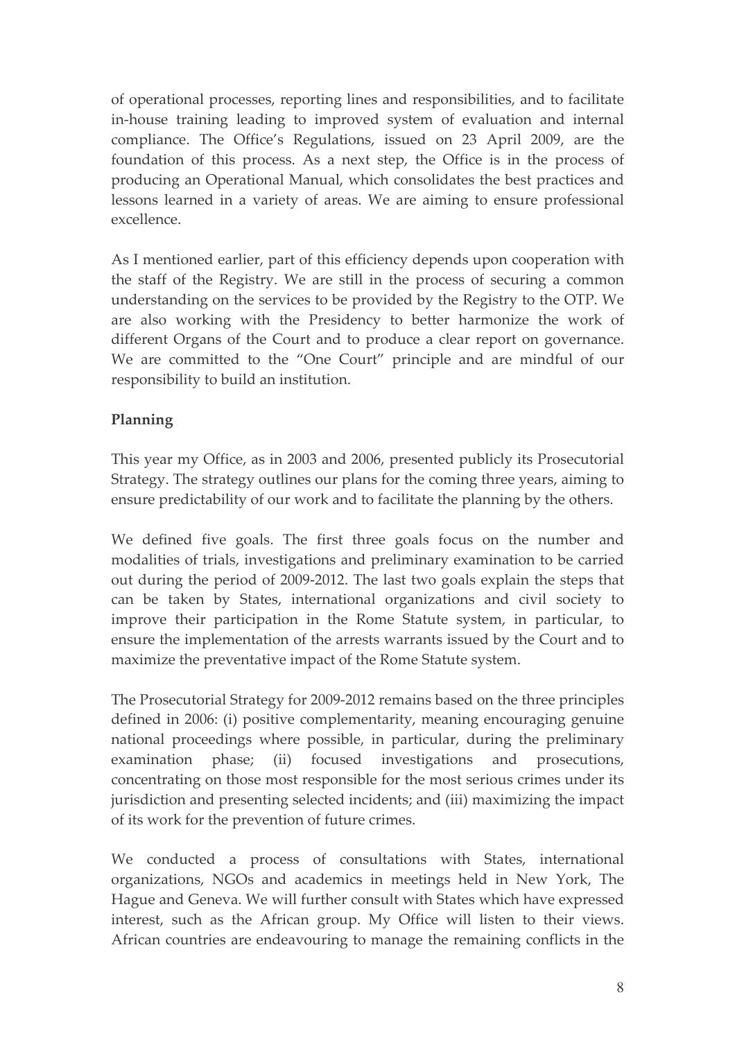of operational processes, reporting lines and responsibilities, and to facilitate in-house training leading to improved system of evaluation and internal compliance. The Office's Regulations, issued on 23 April 2009, are the foundation of this process. As a next step, the Office is in the process of producing an Operational Manual, which consolidates the best practices and lessons learned in a variety of areas. We are aiming to ensure professional excellence.

As I mentioned earlier, part of this efficiency depends upon cooperation with the staff of the Registry. We are still in the process of securing a common understanding on the services to be provided by the Registry to the OTP. We are also working with the Presidency to better harmonize the work of different Organs of the Court and to produce a clear report on governance. We are committed to the "One Court" principle and are mindful of our responsibility to build an institution.

**Planning**

This year my Office, as in 2003 and 2006, presented publicly its Prosecutorial Strategy. The strategy outlines our plans for the coming three years, aiming to ensure predictability of our work and to facilitate the planning by the others.

We defined five goals. The first three goals focus on the number and modalities of trials, investigations and preliminary examination to be carried out during the period of 2009-2012. The last two goals explain the steps that can be taken by States, international organizations and civil society to improve their participation in the Rome Statute system, in particular, to ensure the implementation of the arrests warrants issued by the Court and to maximize the preventative impact of the Rome Statute system.

The Prosecutorial Strategy for 2009-2012 remains based on the three principles defined in 2006: (i) positive complementarity, meaning encouraging genuine national proceedings where possible, in particular, during the preliminary examination phase; (ii) focused investigations and prosecutions, concentrating on those most responsible for the most serious crimes under its jurisdiction and presenting selected incidents; and (iii) maximizing the impact of its work for the prevention of future crimes.

We conducted a process of consultations with States, international organizations, NGOs and academics in meetings held in New York, The Hague and Geneva. We will further consult with States which have expressed interest, such as the African group. My Office will listen to their views. African countries are endeavouring to manage the remaining conflicts in the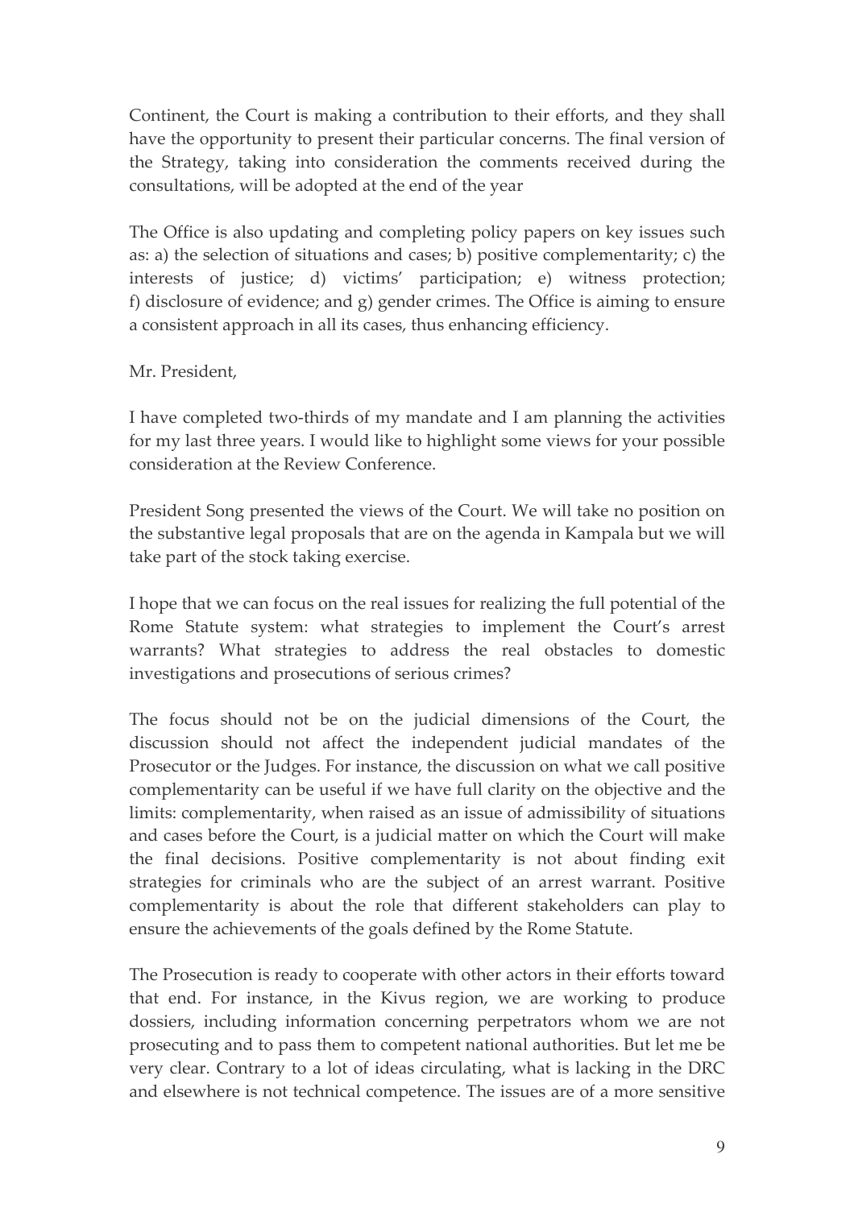Continent, the Court is making a contribution to their efforts, and they shall have the opportunity to present their particular concerns. The final version of the Strategy, taking into consideration the comments received during the consultations, will be adopted at the end of the year

The Office is also updating and completing policy papers on key issues such as: a) the selection of situations and cases; b) positive complementarity; c) the interests of justice; d) victims' participation; e) witness protection; f) disclosure of evidence; and g) gender crimes. The Office is aiming to ensure a consistent approach in all its cases, thus enhancing efficiency.

Mr. President,

I have completed two-thirds of my mandate and I am planning the activities for my last three years. I would like to highlight some views for your possible consideration at the Review Conference.

President Song presented the views of the Court. We will take no position on the substantive legal proposals that are on the agenda in Kampala but we will take part of the stock taking exercise.

I hope that we can focus on the real issues for realizing the full potential of the Rome Statute system: what strategies to implement the Court's arrest warrants? What strategies to address the real obstacles to domestic investigations and prosecutions of serious crimes?

The focus should not be on the judicial dimensions of the Court, the discussion should not affect the independent judicial mandates of the Prosecutor or the Judges. For instance, the discussion on what we call positive complementarity can be useful if we have full clarity on the objective and the limits: complementarity, when raised as an issue of admissibility of situations and cases before the Court, is a judicial matter on which the Court will make the final decisions. Positive complementarity is not about finding exit strategies for criminals who are the subject of an arrest warrant. Positive complementarity is about the role that different stakeholders can play to ensure the achievements of the goals defined by the Rome Statute.

The Prosecution is ready to cooperate with other actors in their efforts toward that end. For instance, in the Kivus region, we are working to produce dossiers, including information concerning perpetrators whom we are not prosecuting and to pass them to competent national authorities. But let me be very clear. Contrary to a lot of ideas circulating, what is lacking in the DRC and elsewhere is not technical competence. The issues are of a more sensitive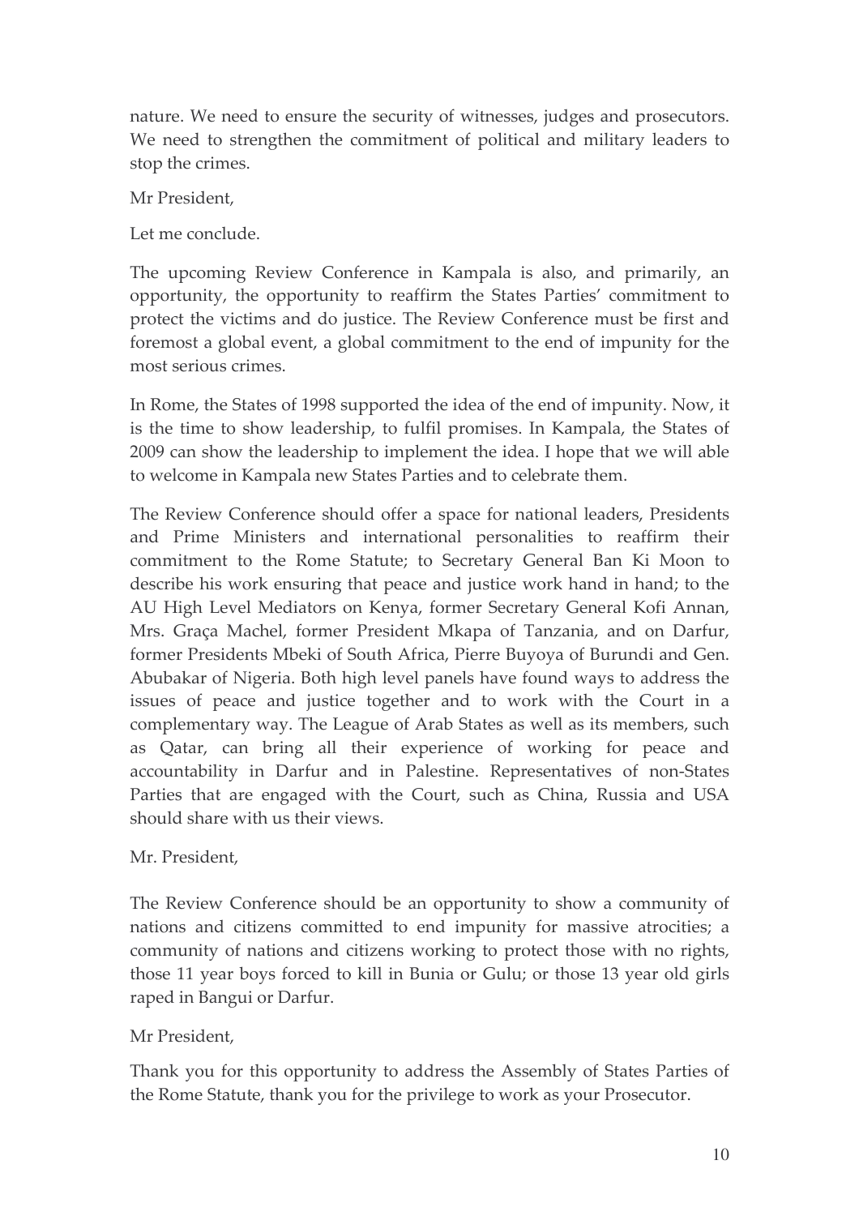nature. We need to ensure the security of witnesses, judges and prosecutors. We need to strengthen the commitment of political and military leaders to stop the crimes.

Mr President,

Let me conclude.

The upcoming Review Conference in Kampala is also, and primarily, an opportunity, the opportunity to reaffirm the States Parties' commitment to protect the victims and do justice. The Review Conference must be first and foremost a global event, a global commitment to the end of impunity for the most serious crimes.

In Rome, the States of 1998 supported the idea of the end of impunity. Now, it is the time to show leadership, to fulfil promises. In Kampala, the States of 2009 can show the leadership to implement the idea. I hope that we will able to welcome in Kampala new States Parties and to celebrate them.

The Review Conference should offer a space for national leaders, Presidents and Prime Ministers and international personalities to reaffirm their commitment to the Rome Statute; to Secretary General Ban Ki Moon to describe his work ensuring that peace and justice work hand in hand; to the AU High Level Mediators on Kenya, former Secretary General Kofi Annan, Mrs. Graça Machel, former President Mkapa of Tanzania, and on Darfur, former Presidents Mbeki of South Africa, Pierre Buyoya of Burundi and Gen. Abubakar of Nigeria. Both high level panels have found ways to address the issues of peace and justice together and to work with the Court in a complementary way. The League of Arab States as well as its members, such as Qatar, can bring all their experience of working for peace and accountability in Darfur and in Palestine. Representatives of non-States Parties that are engaged with the Court, such as China, Russia and USA should share with us their views.

Mr. President,

The Review Conference should be an opportunity to show a community of nations and citizens committed to end impunity for massive atrocities; a community of nations and citizens working to protect those with no rights, those 11 year boys forced to kill in Bunia or Gulu; or those 13 year old girls raped in Bangui or Darfur.

Mr President,

Thank you for this opportunity to address the Assembly of States Parties of the Rome Statute, thank you for the privilege to work as your Prosecutor.